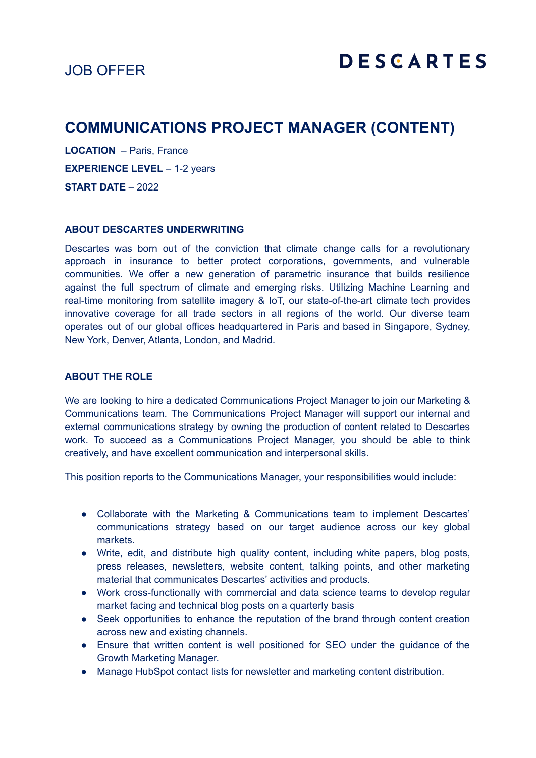JOB OFFER

DESCARTES

# COMMUNICATIONS PROJECT MANAGER (CONTENT)

**LOCATION** – Paris, France

**EXPERIENCE LEVEL** – 1-2 years

**START DATE** – 2022

## ABOUT DESCARTES UNDERWRITING

Descartes was born out of the conviction that climate change calls for a revolutionary approach in insurance to better protect corporations, governments, and vulnerable communities. We offer a new generation of parametric insurance that builds resilience against the full spectrum of climate and emerging risks. Utilizing Machine Learning and real-time monitoring from satellite imagery & IoT, our state-of-the-art climate tech provides innovative coverage for all trade sectors in all regions of the world. Our diverse team operates out of our global offices headquartered in Paris and based in Singapore, Sydney, New York, Denver, Atlanta, London, and Madrid.

## ABOUT THE ROLE

We are looking to hire a dedicated Communications Project Manager to join our Marketing & Communications team. The Communications Project Manager will support our internal and external communications strategy by owning the production of content related to Descartes work. To succeed as a Communications Project Manager, you should be able to think creatively, and have excellent communication and interpersonal skills.

This position reports to the Communications Manager, your responsibilities would include:

- Collaborate with the Marketing & Communications team to implement Descartes' communications strategy based on our target audience across our key global markets.
- Write, edit, and distribute high quality content, including white papers, blog posts, press releases, newsletters, website content, talking points, and other marketing material that communicates Descartes' activities and products.
- Work cross-functionally with commercial and data science teams to develop regular market facing and technical blog posts on a quarterly basis
- Seek opportunities to enhance the reputation of the brand through content creation across new and existing channels.
- Ensure that written content is well positioned for SEO under the guidance of the Growth Marketing Manager.
- Manage HubSpot contact lists for newsletter and marketing content distribution.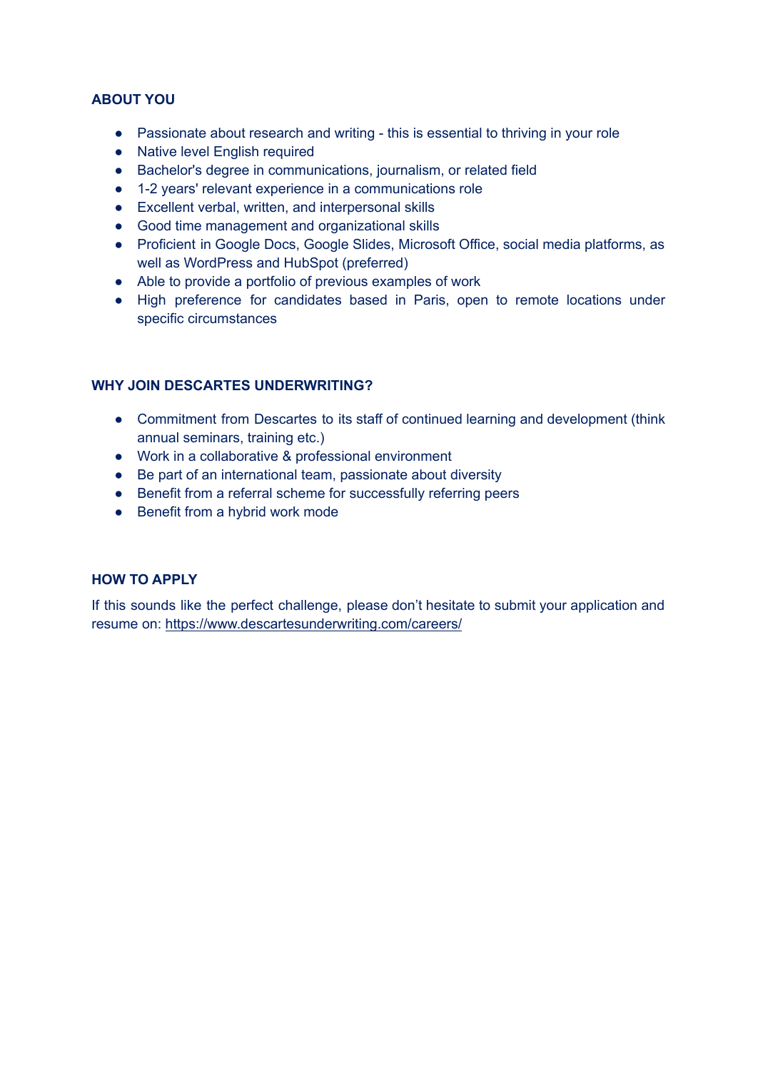## ABOUT YOU

- Passionate about research and writing - this is essential to thriving in your role
- Native level English required
- Bachelor's degree in communications, journalism, or related field
- 1-2 years' relevant experience in a communications role
- Excellent verbal, written, and interpersonal skills
- Good time management and organizational skills
- Proficient in Google Docs, Google Slides, Microsoft Office, social media platforms, as well as WordPress and HubSpot (preferred)
- Able to provide a portfolio of previous examples of work
- High preference for candidates based in Paris, open to remote locations under specific circumstances

## WHY JOIN DESCARTES UNDERWRITING?

- Commitment from Descartes to its staff of continued learning and development (think annual seminars, training etc.)
- Work in a collaborative & professional environment
- Be part of an international team, passionate about diversity
- Benefit from a referral scheme for successfully referring peers
- Benefit from a hybrid work mode

## HOW TO APPLY

If this sounds like the perfect challenge, please don't hesitate to submit your application and resume on: https://www.descartesunderwriting.com/careers/